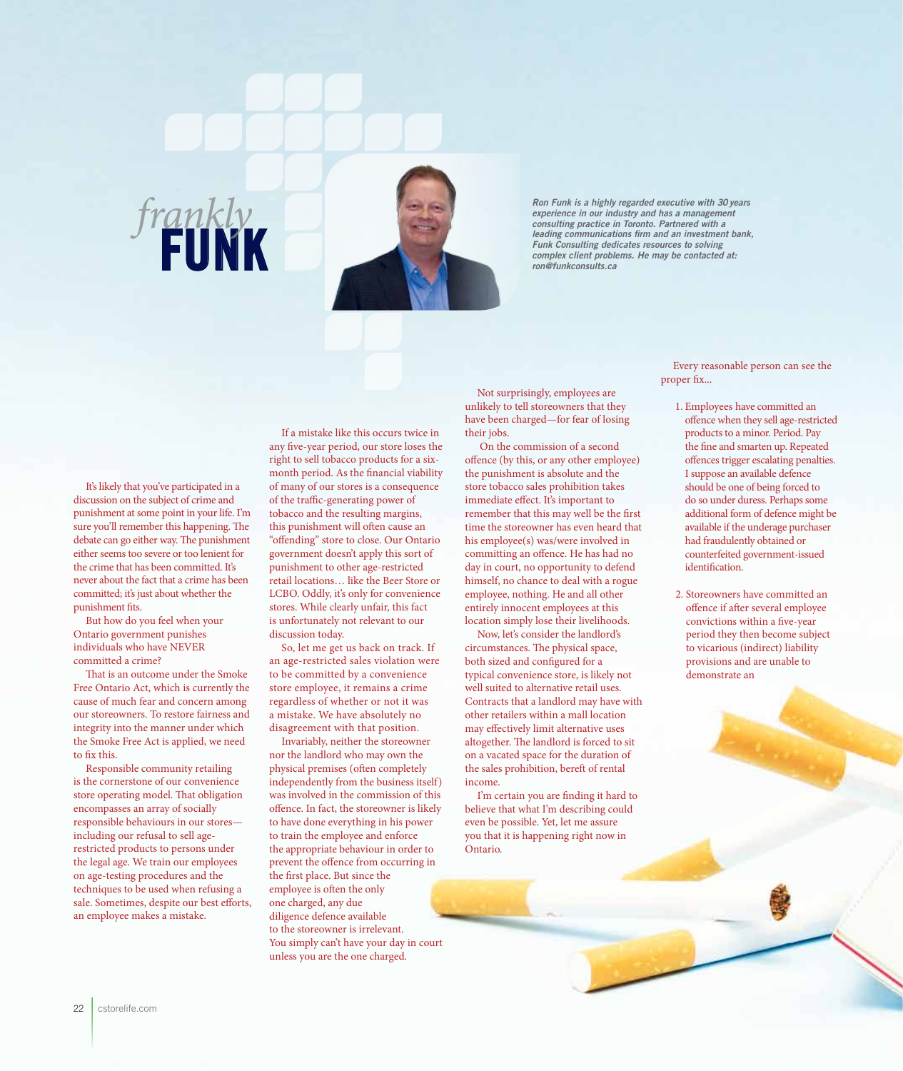# *frankly* FUNK

*Ron Funk is a highly regarded executive with 30 years experience in our industry and has a management consulting practice in Toronto. Partnered with a leading communications firm and an investment bank, Funk Consulting dedicates resources to solving complex client problems. He may be contacted at: ron@funkconsults.ca*

It's likely that you've participated in a discussion on the subject of crime and punishment at some point in your life. I'm sure you'll remember this happening. The debate can go either way. The punishment either seems too severe or too lenient for the crime that has been committed. It's never about the fact that a crime has been committed; it's just about whether the punishment fits.

But how do you feel when your Ontario government punishes individuals who have NEVER committed a crime?

That is an outcome under the Smoke Free Ontario Act, which is currently the cause of much fear and concern among our storeowners. To restore fairness and integrity into the manner under which the Smoke Free Act is applied, we need to fix this.

Responsible community retailing is the cornerstone of our convenience store operating model. That obligation encompasses an array of socially responsible behaviours in our stores—including our refusal to sell age-restricted products to persons under the legal age. We train our employees on age-testing procedures and the techniques to be used when refusing a sale. Sometimes, despite our best efforts, an employee makes a mistake.

If a mistake like this occurs twice in any five-year period, our store loses the right to sell tobacco products for a six-month period. As the financial viability of many of our stores is a consequence of the traffic-generating power of tobacco and the resulting margins, this punishment will often cause an "offending" store to close. Our Ontario government doesn't apply this sort of punishment to other age-restricted retail locations… like the Beer Store or LCBO. Oddly, it's only for convenience stores. While clearly unfair, this fact is unfortunately not relevant to our discussion today.

So, let me get us back on track. If an age-restricted sales violation were to be committed by a convenience store employee, it remains a crime regardless of whether or not it was a mistake. We have absolutely no disagreement with that position.

Invariably, neither the storeowner nor the landlord who may own the physical premises (often completely independently from the business itself) was involved in the commission of this offence. In fact, the storeowner is likely to have done everything in his power to train the employee and enforce the appropriate behaviour in order to prevent the offence from occurring in the first place. But since the employee is often the only one charged, any due diligence defence available to the storeowner is irrelevant. You simply can't have your day in court unless you are the one charged.

Not surprisingly, employees are unlikely to tell storeowners that they have been charged—for fear of losing their jobs.

On the commission of a second offence (by this, or any other employee) the punishment is absolute and the store tobacco sales prohibition takes immediate effect. It's important to remember that this may well be the first time the storeowner has even heard that his employee(s) was/were involved in committing an offence. He has had no day in court, no opportunity to defend himself, no chance to deal with a rogue employee, nothing. He and all other entirely innocent employees at this location simply lose their livelihoods.

Now, let's consider the landlord's circumstances. The physical space, both sized and configured for a typical convenience store, is likely not well suited to alternative retail uses. Contracts that a landlord may have with other retailers within a mall location may effectively limit alternative uses altogether. The landlord is forced to sit on a vacated space for the duration of the sales prohibition, bereft of rental income.

I'm certain you are finding it hard to believe that what I'm describing could even be possible. Yet, let me assure you that it is happening right now in Ontario.

Every reasonable person can see the proper fix…

1. Employees have committed an offence when they sell age-restricted products to a minor. Period. Pay the fine and smarten up. Repeated offences trigger escalating penalties. I suppose an available defence should be one of being forced to do so under duress. Perhaps some additional form of defence might be available if the underage purchaser had fraudulently obtained or counterfeited government-issued identification.

2. Storeowners have committed an offence if after several employee convictions within a five-year period they then become subject to vicarious (indirect) liability provisions and are unable to demonstrate an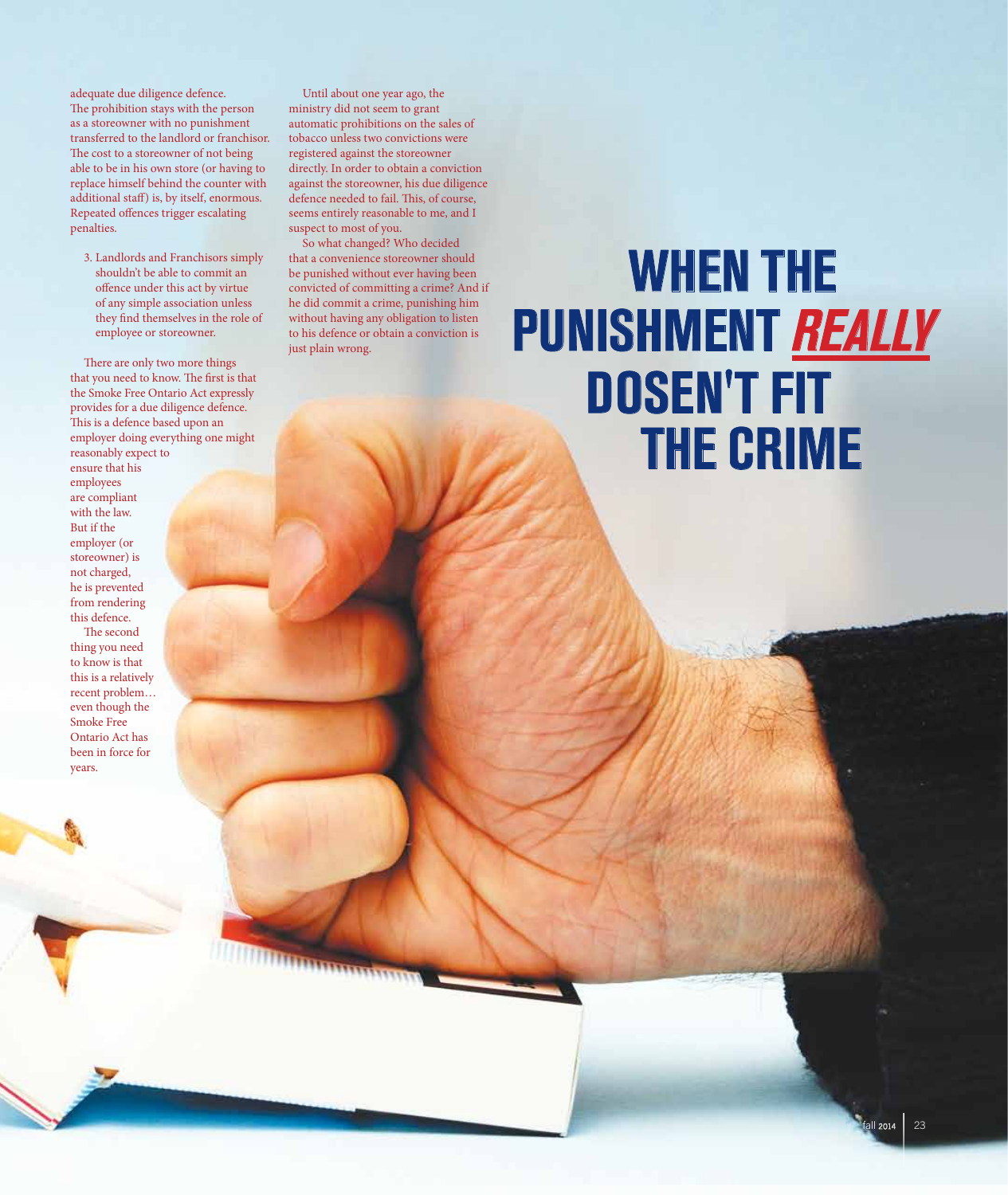# WHEN THE PUNISHMENT *REALLY* DOSEN'T FIT THE CRIME

adequate due diligence defence. The prohibition stays with the person as a storeowner with no punishment transferred to the landlord or franchisor. The cost to a storeowner of not being able to be in his own store (or having to replace himself behind the counter with additional staff) is, by itself, enormous. Repeated offences trigger escalating penalties.

3. Landlords and Franchisors simply shouldn't be able to commit an offence under this act by virtue of any simple association unless they find themselves in the role of employee or storeowner.

There are only two more things that you need to know. The first is that the Smoke Free Ontario Act expressly provides for a due diligence defence. This is a defence based upon an employer doing everything one might reasonably expect to ensure that his employees are compliant with the law. But if the employer (or storeowner) is not charged, he is prevented from rendering this defence.

The second thing you need to know is that this is a relatively recent problem… even though the Smoke Free Ontario Act has been in force for years.

Until about one year ago, the ministry did not seem to grant automatic prohibitions on the sales of tobacco unless two convictions were registered against the storeowner directly. In order to obtain a conviction against the storeowner, his due diligence defence needed to fail. This, of course, seems entirely reasonable to me, and I suspect to most of you.

So what changed? Who decided that a convenience storeowner should be punished without ever having been convicted of committing a crime? And if he did commit a crime, punishing him without having any obligation to listen to his defence or obtain a conviction is just plain wrong.